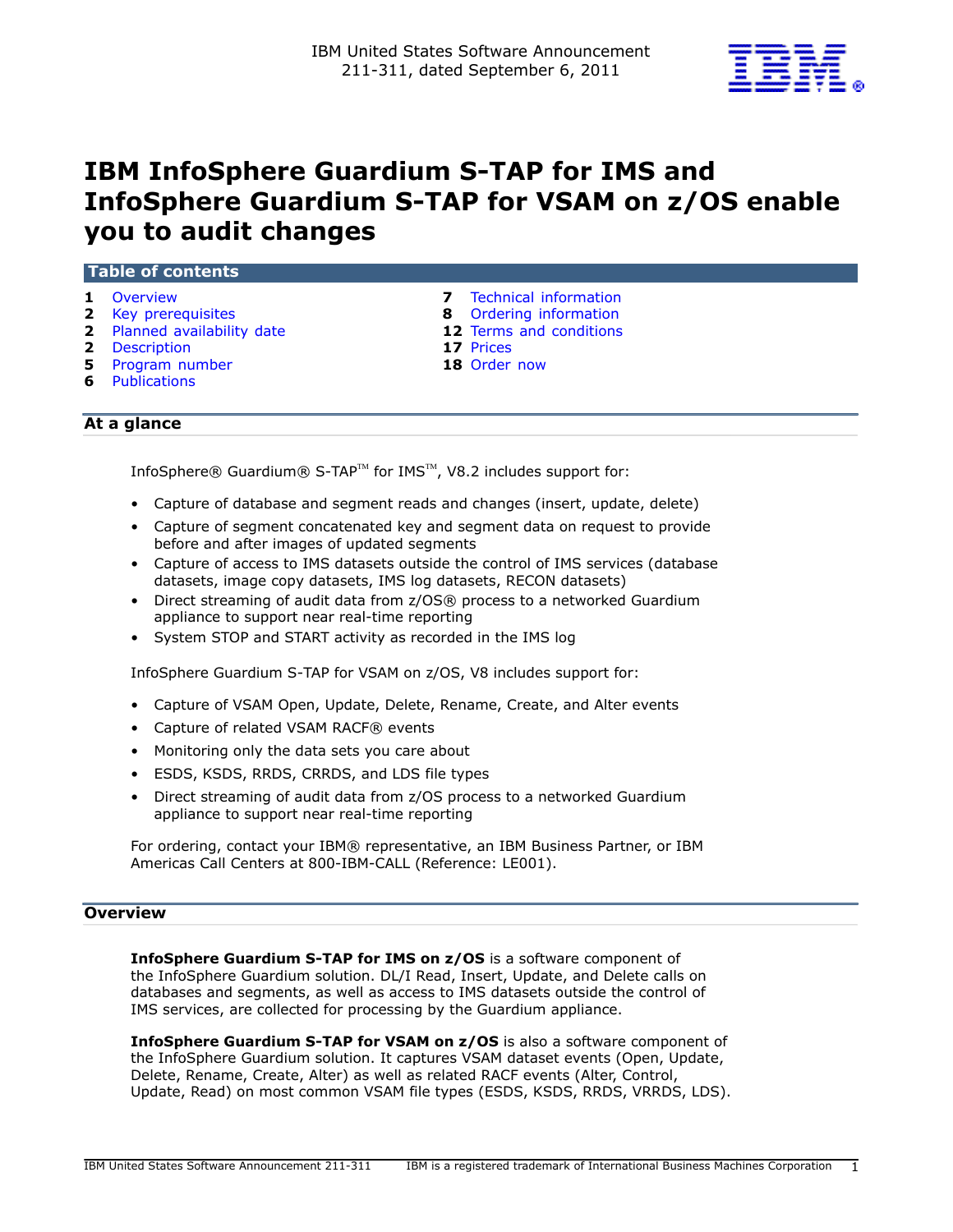IBM United States Software Announcement
211-311, dated September 6, 2011

# IBM InfoSphere Guardium S-TAP for IMS and InfoSphere Guardium S-TAP for VSAM on z/OS enable you to audit changes

## Table of contents

- **1** Overview
- **2** Key prerequisites
- **2** Planned availability date
- **2** Description
- **5** Program number
- **6** Publications
- **7** Technical information
- **8** Ordering information
- **12** Terms and conditions
- **17** Prices
- **18** Order now

## At a glance

InfoSphere® Guardium® S-TAP™ for IMS™, V8.2 includes support for:

- Capture of database and segment reads and changes (insert, update, delete)
- Capture of segment concatenated key and segment data on request to provide before and after images of updated segments
- Capture of access to IMS datasets outside the control of IMS services (database datasets, image copy datasets, IMS log datasets, RECON datasets)
- Direct streaming of audit data from z/OS® process to a networked Guardium appliance to support near real-time reporting
- System STOP and START activity as recorded in the IMS log

InfoSphere Guardium S-TAP for VSAM on z/OS, V8 includes support for:

- Capture of VSAM Open, Update, Delete, Rename, Create, and Alter events
- Capture of related VSAM RACF® events
- Monitoring only the data sets you care about
- ESDS, KSDS, RRDS, CRRDS, and LDS file types
- Direct streaming of audit data from z/OS process to a networked Guardium appliance to support near real-time reporting

For ordering, contact your IBM® representative, an IBM Business Partner, or IBM Americas Call Centers at 800-IBM-CALL (Reference: LE001).

## Overview

**InfoSphere Guardium S-TAP for IMS on z/OS** is a software component of the InfoSphere Guardium solution. DL/I Read, Insert, Update, and Delete calls on databases and segments, as well as access to IMS datasets outside the control of IMS services, are collected for processing by the Guardium appliance.

**InfoSphere Guardium S-TAP for VSAM on z/OS** is also a software component of the InfoSphere Guardium solution. It captures VSAM dataset events (Open, Update, Delete, Rename, Create, Alter) as well as related RACF events (Alter, Control, Update, Read) on most common VSAM file types (ESDS, KSDS, RRDS, VRRDS, LDS).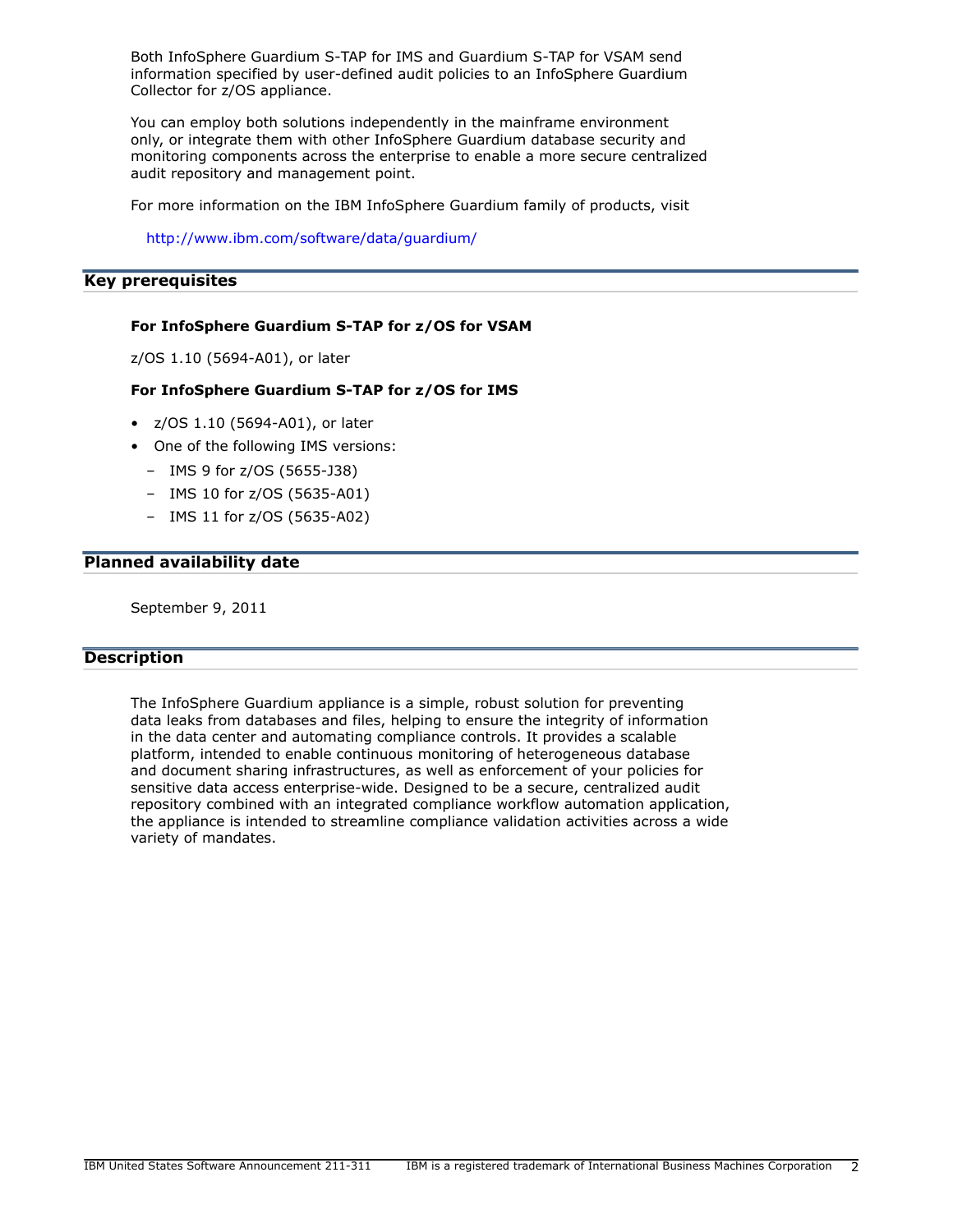Both InfoSphere Guardium S-TAP for IMS and Guardium S-TAP for VSAM send information specified by user-defined audit policies to an InfoSphere Guardium Collector for z/OS appliance.

You can employ both solutions independently in the mainframe environment only, or integrate them with other InfoSphere Guardium database security and monitoring components across the enterprise to enable a more secure centralized audit repository and management point.

For more information on the IBM InfoSphere Guardium family of products, visit

http://www.ibm.com/software/data/guardium/

## Key prerequisites

**For InfoSphere Guardium S-TAP for z/OS for VSAM**

z/OS 1.10 (5694-A01), or later

**For InfoSphere Guardium S-TAP for z/OS for IMS**

- z/OS 1.10 (5694-A01), or later
- One of the following IMS versions:
  - IMS 9 for z/OS (5655-J38)
  - IMS 10 for z/OS (5635-A01)
  - IMS 11 for z/OS (5635-A02)

## Planned availability date

September 9, 2011

## Description

The InfoSphere Guardium appliance is a simple, robust solution for preventing data leaks from databases and files, helping to ensure the integrity of information in the data center and automating compliance controls. It provides a scalable platform, intended to enable continuous monitoring of heterogeneous database and document sharing infrastructures, as well as enforcement of your policies for sensitive data access enterprise-wide. Designed to be a secure, centralized audit repository combined with an integrated compliance workflow automation application, the appliance is intended to streamline compliance validation activities across a wide variety of mandates.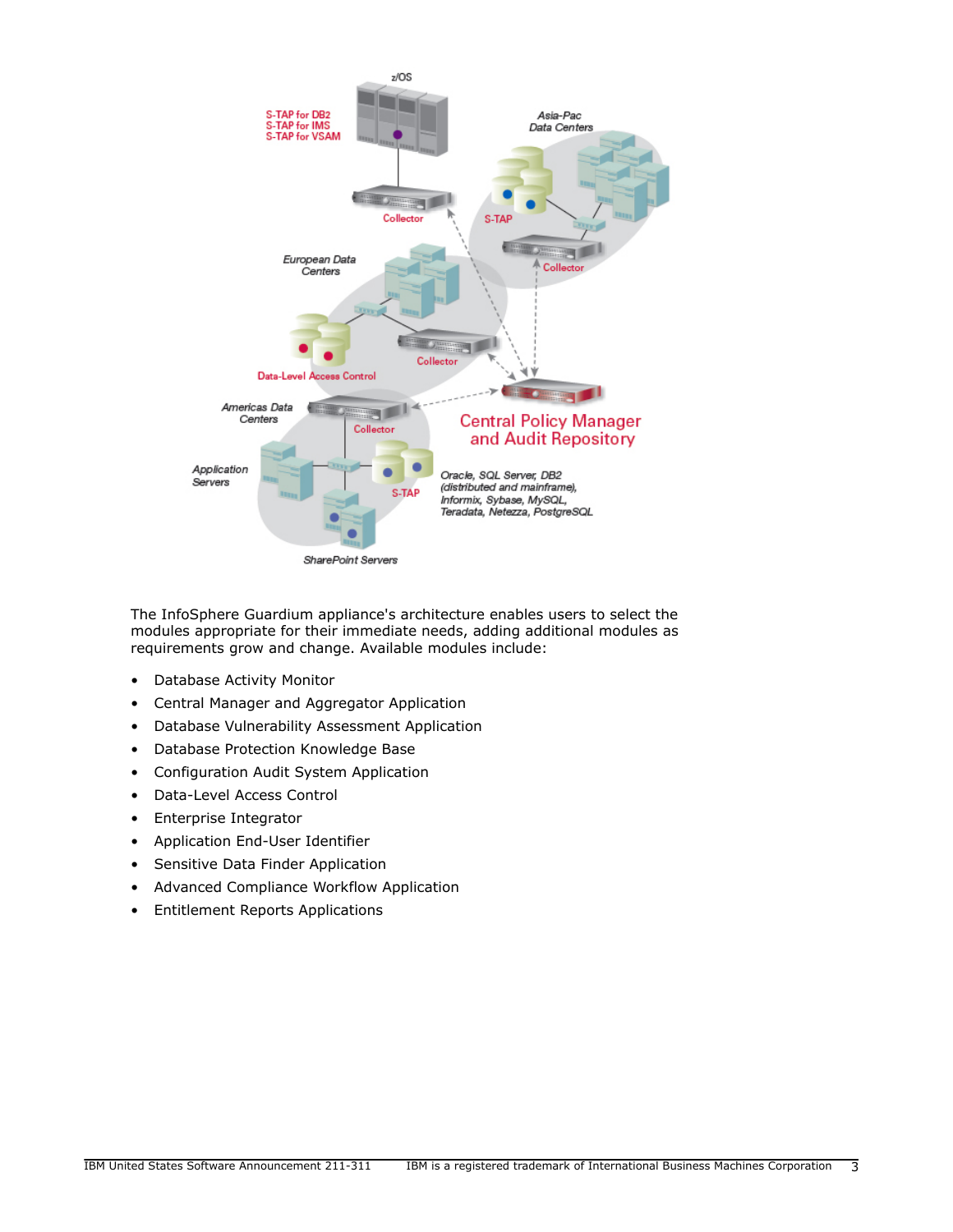The InfoSphere Guardium appliance's architecture enables users to select the modules appropriate for their immediate needs, adding additional modules as requirements grow and change. Available modules include:

- Database Activity Monitor
- Central Manager and Aggregator Application
- Database Vulnerability Assessment Application
- Database Protection Knowledge Base
- Configuration Audit System Application
- Data-Level Access Control
- Enterprise Integrator
- Application End-User Identifier
- Sensitive Data Finder Application
- Advanced Compliance Workflow Application
- Entitlement Reports Applications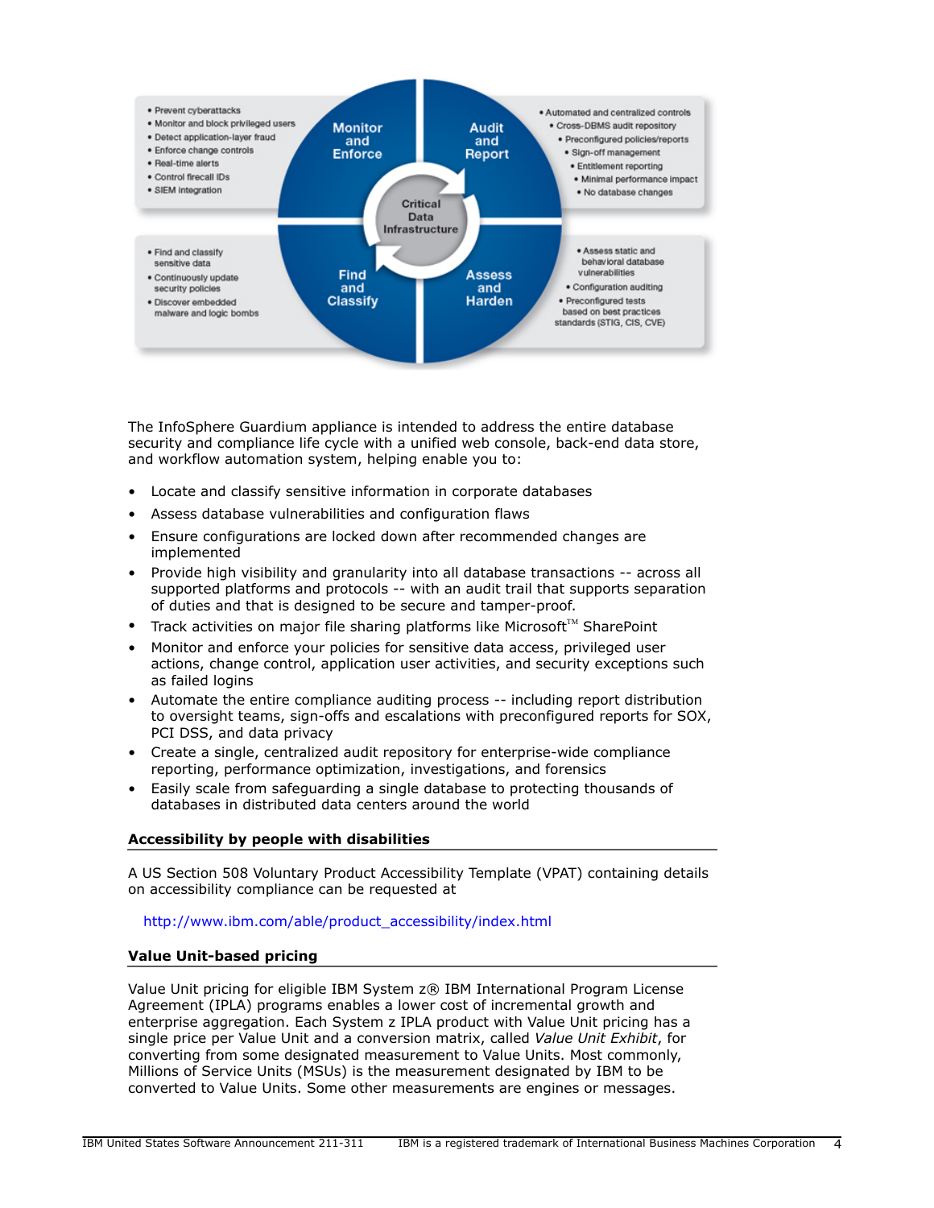- Prevent cyberattacks
- Monitor and block privileged users
- Detect application-layer fraud
- Enforce change controls
- Real-time alerts
- Control firecall IDs
- SIEM integration

**Monitor and Enforce**

**Audit and Report**

- Automated and centralized controls
- Cross-DBMS audit repository
- Preconfigured policies/reports
- Sign-off management
- Entitlement reporting
- Minimal performance impact
- No database changes

**Critical Data Infrastructure**

- Find and classify sensitive data
- Continuously update security policies
- Discover embedded malware and logic bombs

**Find and Classify**

**Assess and Harden**

- Assess static and behavioral database vulnerabilities
- Configuration auditing
- Preconfigured tests based on best practices standards (STIG, CIS, CVE)

The InfoSphere Guardium appliance is intended to address the entire database security and compliance life cycle with a unified web console, back-end data store, and workflow automation system, helping enable you to:

- Locate and classify sensitive information in corporate databases
- Assess database vulnerabilities and configuration flaws
- Ensure configurations are locked down after recommended changes are implemented
- Provide high visibility and granularity into all database transactions -- across all supported platforms and protocols -- with an audit trail that supports separation of duties and that is designed to be secure and tamper-proof.
- Track activities on major file sharing platforms like Microsoft™ SharePoint
- Monitor and enforce your policies for sensitive data access, privileged user actions, change control, application user activities, and security exceptions such as failed logins
- Automate the entire compliance auditing process -- including report distribution to oversight teams, sign-offs and escalations with preconfigured reports for SOX, PCI DSS, and data privacy
- Create a single, centralized audit repository for enterprise-wide compliance reporting, performance optimization, investigations, and forensics
- Easily scale from safeguarding a single database to protecting thousands of databases in distributed data centers around the world

## Accessibility by people with disabilities

A US Section 508 Voluntary Product Accessibility Template (VPAT) containing details on accessibility compliance can be requested at

http://www.ibm.com/able/product_accessibility/index.html

## Value Unit-based pricing

Value Unit pricing for eligible IBM System z® IBM International Program License Agreement (IPLA) programs enables a lower cost of incremental growth and enterprise aggregation. Each System z IPLA product with Value Unit pricing has a single price per Value Unit and a conversion matrix, called *Value Unit Exhibit*, for converting from some designated measurement to Value Units. Most commonly, Millions of Service Units (MSUs) is the measurement designated by IBM to be converted to Value Units. Some other measurements are engines or messages.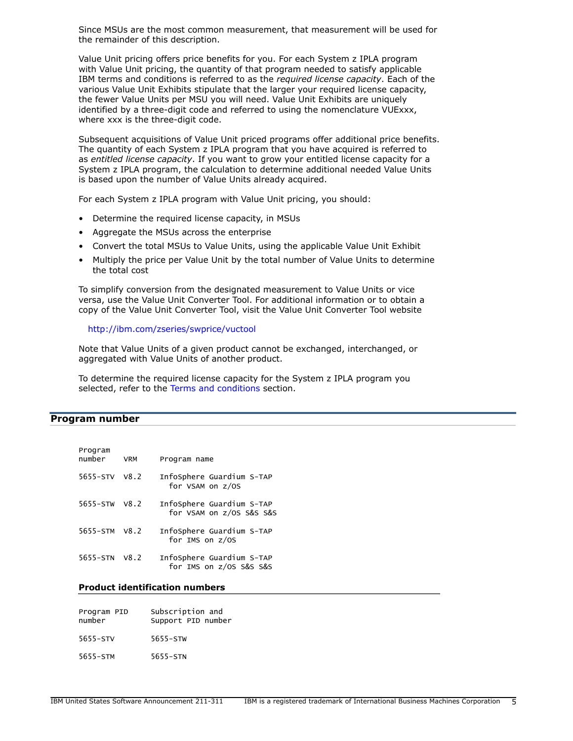Since MSUs are the most common measurement, that measurement will be used for the remainder of this description.

Value Unit pricing offers price benefits for you. For each System z IPLA program with Value Unit pricing, the quantity of that program needed to satisfy applicable IBM terms and conditions is referred to as the *required license capacity*. Each of the various Value Unit Exhibits stipulate that the larger your required license capacity, the fewer Value Units per MSU you will need. Value Unit Exhibits are uniquely identified by a three-digit code and referred to using the nomenclature VUExxx, where xxx is the three-digit code.

Subsequent acquisitions of Value Unit priced programs offer additional price benefits. The quantity of each System z IPLA program that you have acquired is referred to as *entitled license capacity*. If you want to grow your entitled license capacity for a System z IPLA program, the calculation to determine additional needed Value Units is based upon the number of Value Units already acquired.

For each System z IPLA program with Value Unit pricing, you should:

- Determine the required license capacity, in MSUs
- Aggregate the MSUs across the enterprise
- Convert the total MSUs to Value Units, using the applicable Value Unit Exhibit
- Multiply the price per Value Unit by the total number of Value Units to determine the total cost

To simplify conversion from the designated measurement to Value Units or vice versa, use the Value Unit Converter Tool. For additional information or to obtain a copy of the Value Unit Converter Tool, visit the Value Unit Converter Tool website

http://ibm.com/zseries/swprice/vuctool

Note that Value Units of a given product cannot be exchanged, interchanged, or aggregated with Value Units of another product.

To determine the required license capacity for the System z IPLA program you selected, refer to the Terms and conditions section.

## Program number

| Program number | VRM | Program name |
|---|---|---|
| 5655-STV | V8.2 | InfoSphere Guardium S-TAP for VSAM on z/OS |
| 5655-STW | V8.2 | InfoSphere Guardium S-TAP for VSAM on z/OS S&S S&S |
| 5655-STM | V8.2 | InfoSphere Guardium S-TAP for IMS on z/OS |
| 5655-STN | V8.2 | InfoSphere Guardium S-TAP for IMS on z/OS S&S S&S |

### Product identification numbers

| Program PID number | Subscription and Support PID number |
|---|---|
| 5655-STV | 5655-STW |
| 5655-STM | 5655-STN |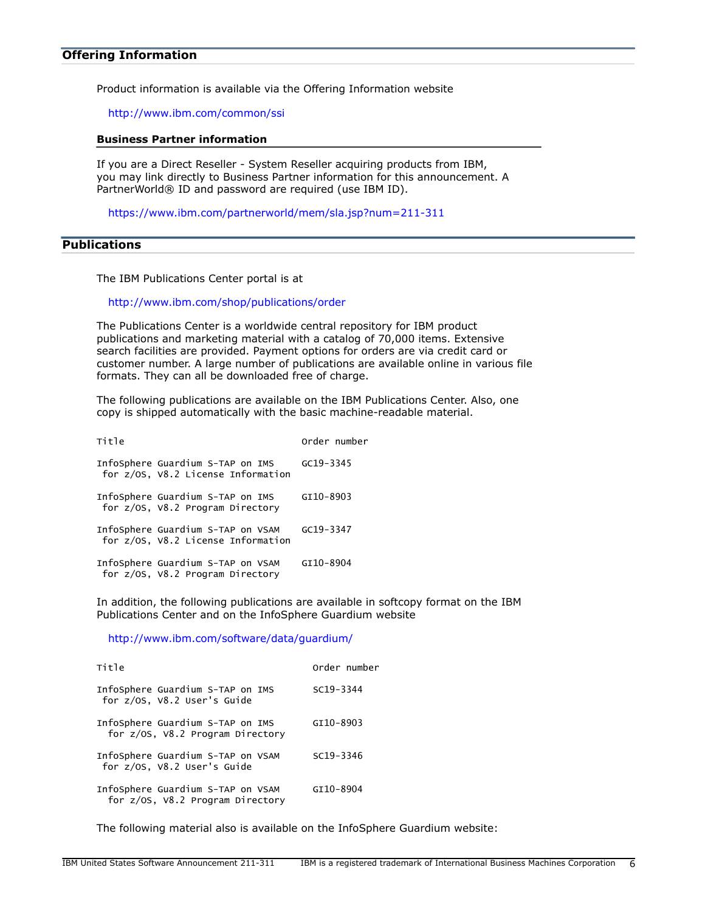## Offering Information

Product information is available via the Offering Information website

http://www.ibm.com/common/ssi

### Business Partner information

If you are a Direct Reseller - System Reseller acquiring products from IBM, you may link directly to Business Partner information for this announcement. A PartnerWorld® ID and password are required (use IBM ID).

https://www.ibm.com/partnerworld/mem/sla.jsp?num=211-311

## Publications

The IBM Publications Center portal is at

http://www.ibm.com/shop/publications/order

The Publications Center is a worldwide central repository for IBM product publications and marketing material with a catalog of 70,000 items. Extensive search facilities are provided. Payment options for orders are via credit card or customer number. A large number of publications are available online in various file formats. They can all be downloaded free of charge.

The following publications are available on the IBM Publications Center. Also, one copy is shipped automatically with the basic machine-readable material.

| Title | Order number |
|---|---|
| InfoSphere Guardium S-TAP on IMS for z/OS, V8.2 License Information | GC19-3345 |
| InfoSphere Guardium S-TAP on IMS for z/OS, V8.2 Program Directory | GI10-8903 |
| InfoSphere Guardium S-TAP on VSAM for z/OS, V8.2 License Information | GC19-3347 |
| InfoSphere Guardium S-TAP on VSAM for z/OS, V8.2 Program Directory | GI10-8904 |

In addition, the following publications are available in softcopy format on the IBM Publications Center and on the InfoSphere Guardium website

http://www.ibm.com/software/data/guardium/

| Title | Order number |
|---|---|
| InfoSphere Guardium S-TAP on IMS for z/OS, V8.2 User's Guide | SC19-3344 |
| InfoSphere Guardium S-TAP on IMS for z/OS, V8.2 Program Directory | GI10-8903 |
| InfoSphere Guardium S-TAP on VSAM for z/OS, V8.2 User's Guide | SC19-3346 |
| InfoSphere Guardium S-TAP on VSAM for z/OS, V8.2 Program Directory | GI10-8904 |

The following material also is available on the InfoSphere Guardium website: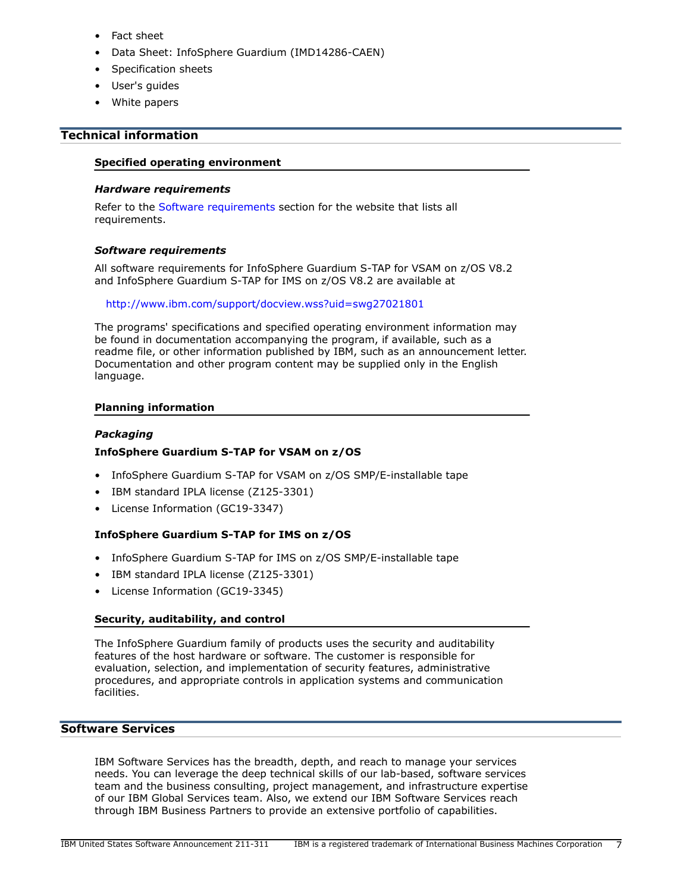- Fact sheet
- Data Sheet: InfoSphere Guardium (IMD14286-CAEN)
- Specification sheets
- User's guides
- White papers

## Technical information

### Specified operating environment

#### *Hardware requirements*

Refer to the Software requirements section for the website that lists all requirements.

#### *Software requirements*

All software requirements for InfoSphere Guardium S-TAP for VSAM on z/OS V8.2 and InfoSphere Guardium S-TAP for IMS on z/OS V8.2 are available at

http://www.ibm.com/support/docview.wss?uid=swg27021801

The programs' specifications and specified operating environment information may be found in documentation accompanying the program, if available, such as a readme file, or other information published by IBM, such as an announcement letter. Documentation and other program content may be supplied only in the English language.

### Planning information

#### *Packaging*

**InfoSphere Guardium S-TAP for VSAM on z/OS**

- InfoSphere Guardium S-TAP for VSAM on z/OS SMP/E-installable tape
- IBM standard IPLA license (Z125-3301)
- License Information (GC19-3347)

**InfoSphere Guardium S-TAP for IMS on z/OS**

- InfoSphere Guardium S-TAP for IMS on z/OS SMP/E-installable tape
- IBM standard IPLA license (Z125-3301)
- License Information (GC19-3345)

### Security, auditability, and control

The InfoSphere Guardium family of products uses the security and auditability features of the host hardware or software. The customer is responsible for evaluation, selection, and implementation of security features, administrative procedures, and appropriate controls in application systems and communication facilities.

## Software Services

IBM Software Services has the breadth, depth, and reach to manage your services needs. You can leverage the deep technical skills of our lab-based, software services team and the business consulting, project management, and infrastructure expertise of our IBM Global Services team. Also, we extend our IBM Software Services reach through IBM Business Partners to provide an extensive portfolio of capabilities.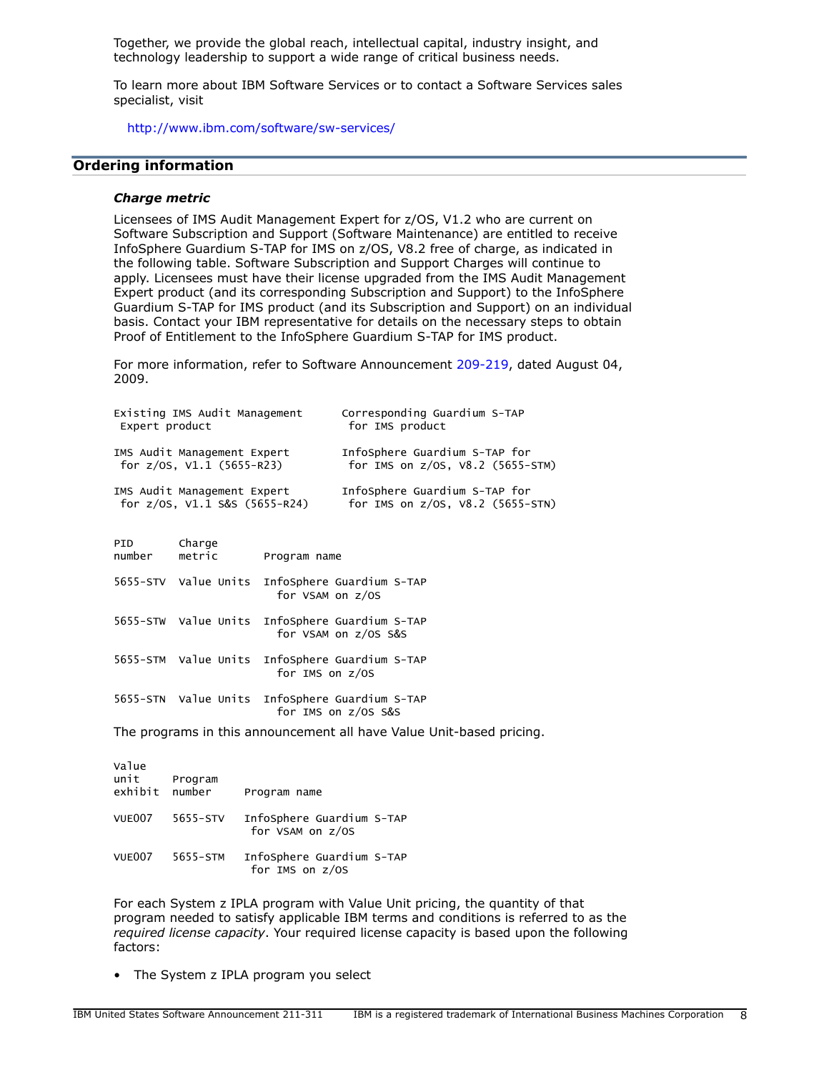Together, we provide the global reach, intellectual capital, industry insight, and technology leadership to support a wide range of critical business needs.

To learn more about IBM Software Services or to contact a Software Services sales specialist, visit

http://www.ibm.com/software/sw-services/

## Ordering information

### *Charge metric*

Licensees of IMS Audit Management Expert for z/OS, V1.2 who are current on Software Subscription and Support (Software Maintenance) are entitled to receive InfoSphere Guardium S-TAP for IMS on z/OS, V8.2 free of charge, as indicated in the following table. Software Subscription and Support Charges will continue to apply. Licensees must have their license upgraded from the IMS Audit Management Expert product (and its corresponding Subscription and Support) to the InfoSphere Guardium S-TAP for IMS product (and its Subscription and Support) on an individual basis. Contact your IBM representative for details on the necessary steps to obtain Proof of Entitlement to the InfoSphere Guardium S-TAP for IMS product.

For more information, refer to Software Announcement 209-219, dated August 04, 2009.

| Existing IMS Audit Management Expert product | Corresponding Guardium S-TAP for IMS product |
|---|---|
| IMS Audit Management Expert for z/OS, V1.1 (5655-R23) | InfoSphere Guardium S-TAP for IMS on z/OS, V8.2 (5655-STM) |
| IMS Audit Management Expert for z/OS, V1.1 S&S (5655-R24) | InfoSphere Guardium S-TAP for IMS on z/OS, V8.2 (5655-STN) |

| PID number | Charge metric | Program name |
|---|---|---|
| 5655-STV | Value Units | InfoSphere Guardium S-TAP for VSAM on z/OS |
| 5655-STW | Value Units | InfoSphere Guardium S-TAP for VSAM on z/OS S&S |
| 5655-STM | Value Units | InfoSphere Guardium S-TAP for IMS on z/OS |
| 5655-STN | Value Units | InfoSphere Guardium S-TAP for IMS on z/OS S&S |

The programs in this announcement all have Value Unit-based pricing.

| Value unit exhibit | Program number | Program name |
|---|---|---|
| VUE007 | 5655-STV | InfoSphere Guardium S-TAP for VSAM on z/OS |
| VUE007 | 5655-STM | InfoSphere Guardium S-TAP for IMS on z/OS |

For each System z IPLA program with Value Unit pricing, the quantity of that program needed to satisfy applicable IBM terms and conditions is referred to as the *required license capacity*. Your required license capacity is based upon the following factors:

- The System z IPLA program you select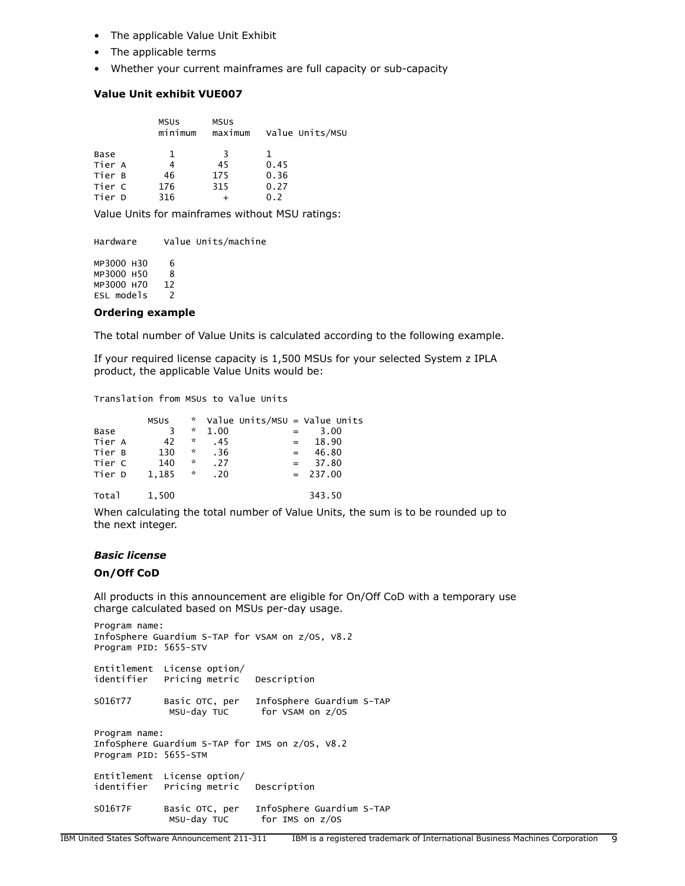- The applicable Value Unit Exhibit
- The applicable terms
- Whether your current mainframes are full capacity or sub-capacity

**Value Unit exhibit VUE007**

| | MSUs minimum | MSUs maximum | Value Units/MSU |
|---|---|---|---|
| Base | 1 | 3 | 1 |
| Tier A | 4 | 45 | 0.45 |
| Tier B | 46 | 175 | 0.36 |
| Tier C | 176 | 315 | 0.27 |
| Tier D | 316 | + | 0.2 |

Value Units for mainframes without MSU ratings:

| Hardware | Value Units/machine |
|---|---|
| MP3000 H30 | 6 |
| MP3000 H50 | 8 |
| MP3000 H70 | 12 |
| ESL models | 2 |

**Ordering example**

The total number of Value Units is calculated according to the following example.

If your required license capacity is 1,500 MSUs for your selected System z IPLA product, the applicable Value Units would be:

Translation from MSUs to Value Units

| | MSUs | * | Value Units/MSU | = | Value Units |
|---|---|---|---|---|---|
| Base | 3 | * | 1.00 | = | 3.00 |
| Tier A | 42 | * | .45 | = | 18.90 |
| Tier B | 130 | * | .36 | = | 46.80 |
| Tier C | 140 | * | .27 | = | 37.80 |
| Tier D | 1,185 | * | .20 | = | 237.00 |
| Total | 1,500 | | | | 343.50 |

When calculating the total number of Value Units, the sum is to be rounded up to the next integer.

***Basic license***

**On/Off CoD**

All products in this announcement are eligible for On/Off CoD with a temporary use charge calculated based on MSUs per-day usage.

Program name:
InfoSphere Guardium S-TAP for VSAM on z/OS, V8.2
Program PID: 5655-STV

| Entitlement identifier | License option/ Pricing metric | Description |
|---|---|---|
| S016T77 | Basic OTC, per MSU-day TUC | InfoSphere Guardium S-TAP for VSAM on z/OS |

Program name:
InfoSphere Guardium S-TAP for IMS on z/OS, V8.2
Program PID: 5655-STM

| Entitlement identifier | License option/ Pricing metric | Description |
|---|---|---|
| S016T7F | Basic OTC, per MSU-day TUC | InfoSphere Guardium S-TAP for IMS on z/OS |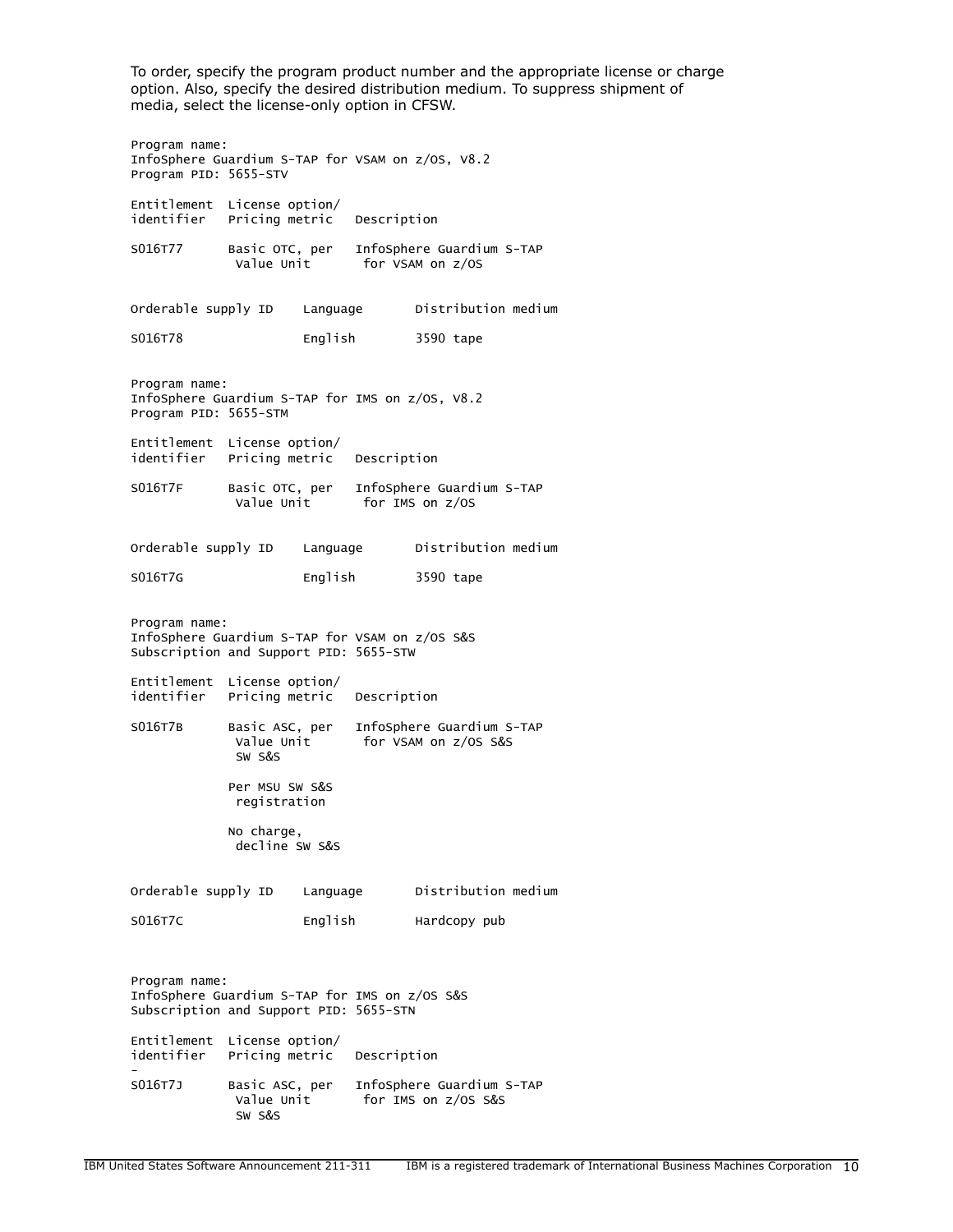To order, specify the program product number and the appropriate license or charge option. Also, specify the desired distribution medium. To suppress shipment of media, select the license-only option in CFSW.

Program name:
InfoSphere Guardium S-TAP for VSAM on z/OS, V8.2
Program PID: 5655-STV

| Entitlement identifier | License option/ Pricing metric | Description |
|---|---|---|
| S016T77 | Basic OTC, per Value Unit | InfoSphere Guardium S-TAP for VSAM on z/OS |

| Orderable supply ID | Language | Distribution medium |
|---|---|---|
| S016T78 | English | 3590 tape |

Program name:
InfoSphere Guardium S-TAP for IMS on z/OS, V8.2
Program PID: 5655-STM

| Entitlement identifier | License option/ Pricing metric | Description |
|---|---|---|
| S016T7F | Basic OTC, per Value Unit | InfoSphere Guardium S-TAP for IMS on z/OS |

| Orderable supply ID | Language | Distribution medium |
|---|---|---|
| S016T7G | English | 3590 tape |

Program name:
InfoSphere Guardium S-TAP for VSAM on z/OS S&S
Subscription and Support PID: 5655-STW

| Entitlement identifier | License option/ Pricing metric | Description |
|---|---|---|
| S016T7B | Basic ASC, per Value Unit SW S&S | InfoSphere Guardium S-TAP for VSAM on z/OS S&S |
| | Per MSU SW S&S registration | |
| | No charge, decline SW S&S | |

| Orderable supply ID | Language | Distribution medium |
|---|---|---|
| S016T7C | English | Hardcopy pub |

Program name:
InfoSphere Guardium S-TAP for IMS on z/OS S&S
Subscription and Support PID: 5655-STN

| Entitlement identifier | License option/ Pricing metric | Description |
|---|---|---|
| S016T7J | Basic ASC, per Value Unit SW S&S | InfoSphere Guardium S-TAP for IMS on z/OS S&S |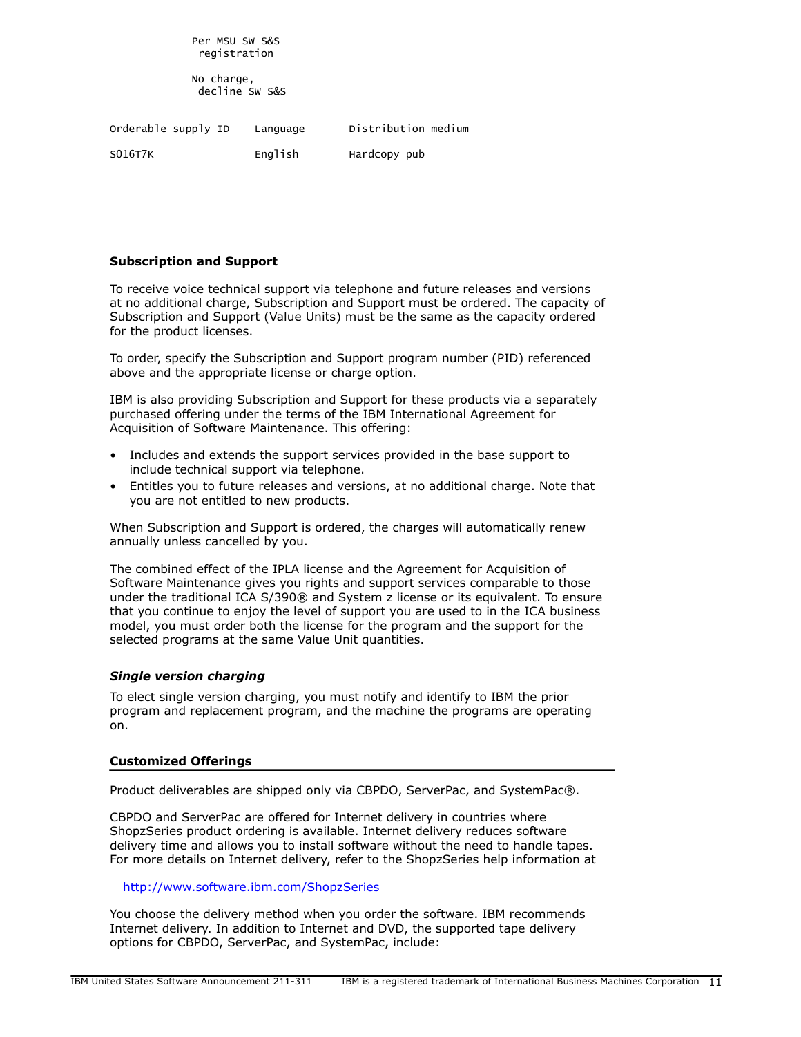```
            Per MSU SW S&S
             registration

            No charge,
             decline SW S&S
```

| Orderable supply ID | Language | Distribution medium |
| --- | --- | --- |
| S016T7K | English | Hardcopy pub |

**Subscription and Support**

To receive voice technical support via telephone and future releases and versions at no additional charge, Subscription and Support must be ordered. The capacity of Subscription and Support (Value Units) must be the same as the capacity ordered for the product licenses.

To order, specify the Subscription and Support program number (PID) referenced above and the appropriate license or charge option.

IBM is also providing Subscription and Support for these products via a separately purchased offering under the terms of the IBM International Agreement for Acquisition of Software Maintenance. This offering:

- Includes and extends the support services provided in the base support to include technical support via telephone.
- Entitles you to future releases and versions, at no additional charge. Note that you are not entitled to new products.

When Subscription and Support is ordered, the charges will automatically renew annually unless cancelled by you.

The combined effect of the IPLA license and the Agreement for Acquisition of Software Maintenance gives you rights and support services comparable to those under the traditional ICA S/390® and System z license or its equivalent. To ensure that you continue to enjoy the level of support you are used to in the ICA business model, you must order both the license for the program and the support for the selected programs at the same Value Unit quantities.

***Single version charging***

To elect single version charging, you must notify and identify to IBM the prior program and replacement program, and the machine the programs are operating on.

## Customized Offerings

Product deliverables are shipped only via CBPDO, ServerPac, and SystemPac®.

CBPDO and ServerPac are offered for Internet delivery in countries where ShopzSeries product ordering is available. Internet delivery reduces software delivery time and allows you to install software without the need to handle tapes. For more details on Internet delivery, refer to the ShopzSeries help information at

http://www.software.ibm.com/ShopzSeries

You choose the delivery method when you order the software. IBM recommends Internet delivery. In addition to Internet and DVD, the supported tape delivery options for CBPDO, ServerPac, and SystemPac, include: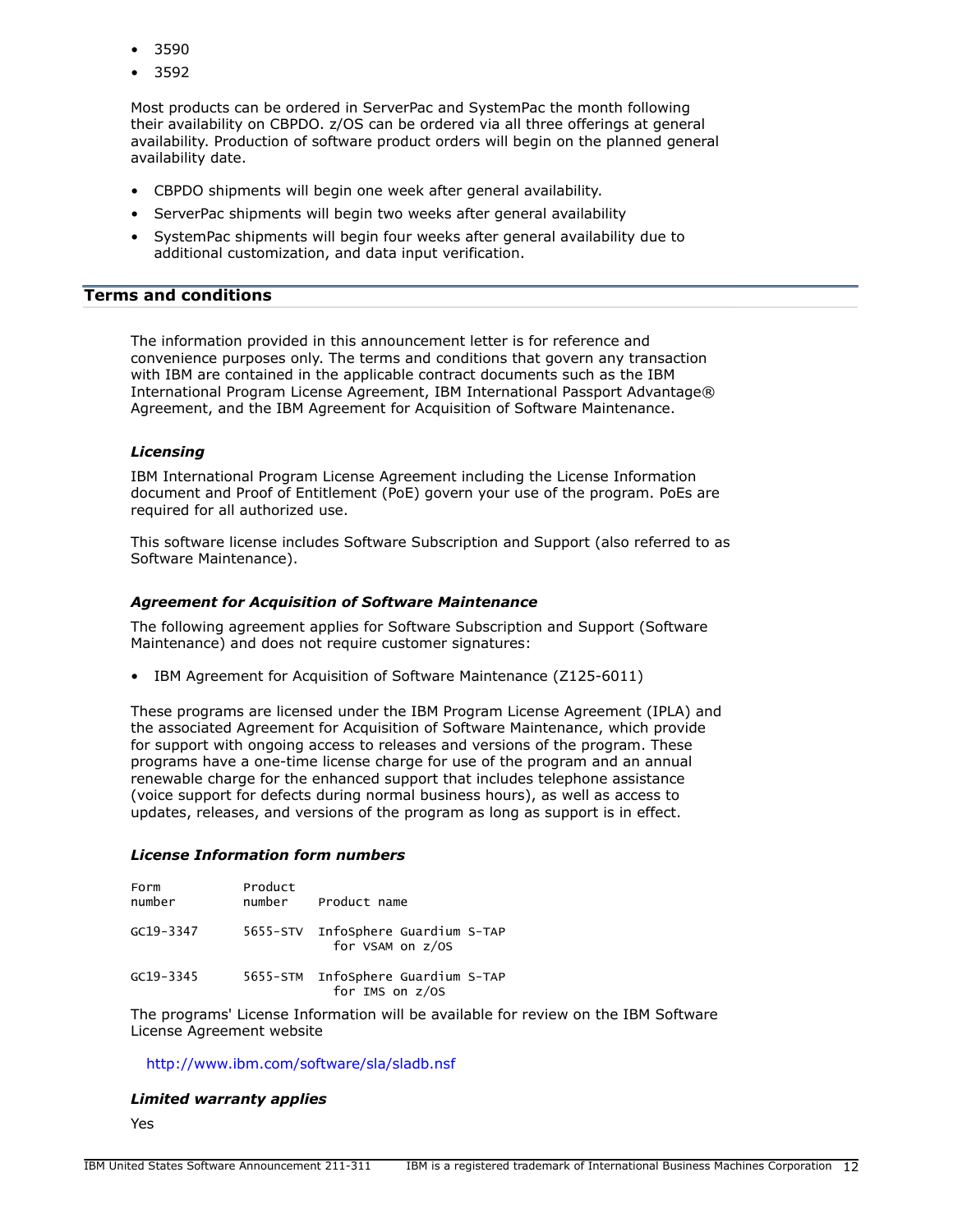- 3590
- 3592

Most products can be ordered in ServerPac and SystemPac the month following their availability on CBPDO. z/OS can be ordered via all three offerings at general availability. Production of software product orders will begin on the planned general availability date.

- CBPDO shipments will begin one week after general availability.
- ServerPac shipments will begin two weeks after general availability
- SystemPac shipments will begin four weeks after general availability due to additional customization, and data input verification.

## Terms and conditions

The information provided in this announcement letter is for reference and convenience purposes only. The terms and conditions that govern any transaction with IBM are contained in the applicable contract documents such as the IBM International Program License Agreement, IBM International Passport Advantage® Agreement, and the IBM Agreement for Acquisition of Software Maintenance.

### *Licensing*

IBM International Program License Agreement including the License Information document and Proof of Entitlement (PoE) govern your use of the program. PoEs are required for all authorized use.

This software license includes Software Subscription and Support (also referred to as Software Maintenance).

### *Agreement for Acquisition of Software Maintenance*

The following agreement applies for Software Subscription and Support (Software Maintenance) and does not require customer signatures:

- IBM Agreement for Acquisition of Software Maintenance (Z125-6011)

These programs are licensed under the IBM Program License Agreement (IPLA) and the associated Agreement for Acquisition of Software Maintenance, which provide for support with ongoing access to releases and versions of the program. These programs have a one-time license charge for use of the program and an annual renewable charge for the enhanced support that includes telephone assistance (voice support for defects during normal business hours), as well as access to updates, releases, and versions of the program as long as support is in effect.

### *License Information form numbers*

| Form number | Product number | Product name |
|---|---|---|
| GC19-3347 | 5655-STV | InfoSphere Guardium S-TAP for VSAM on z/OS |
| GC19-3345 | 5655-STM | InfoSphere Guardium S-TAP for IMS on z/OS |

The programs' License Information will be available for review on the IBM Software License Agreement website

http://www.ibm.com/software/sla/sladb.nsf

### *Limited warranty applies*

Yes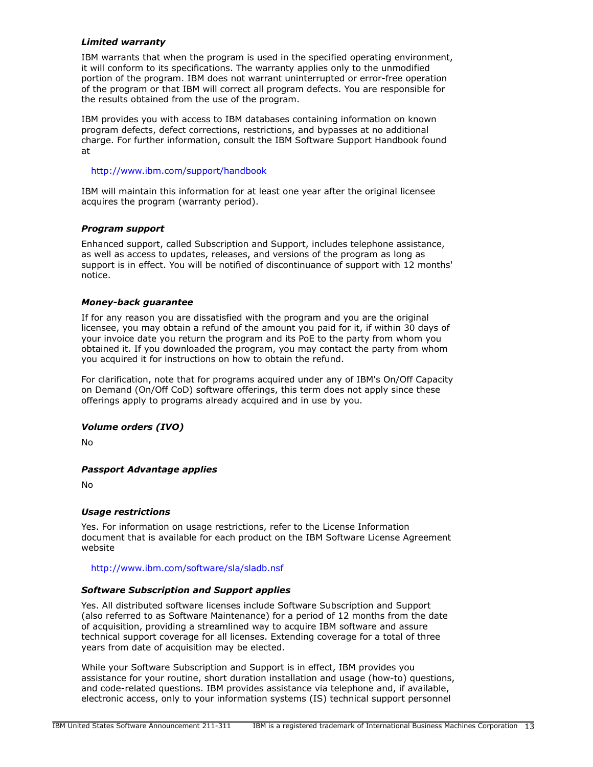### *Limited warranty*

IBM warrants that when the program is used in the specified operating environment, it will conform to its specifications. The warranty applies only to the unmodified portion of the program. IBM does not warrant uninterrupted or error-free operation of the program or that IBM will correct all program defects. You are responsible for the results obtained from the use of the program.

IBM provides you with access to IBM databases containing information on known program defects, defect corrections, restrictions, and bypasses at no additional charge. For further information, consult the IBM Software Support Handbook found at

http://www.ibm.com/support/handbook

IBM will maintain this information for at least one year after the original licensee acquires the program (warranty period).

### *Program support*

Enhanced support, called Subscription and Support, includes telephone assistance, as well as access to updates, releases, and versions of the program as long as support is in effect. You will be notified of discontinuance of support with 12 months' notice.

### *Money-back guarantee*

If for any reason you are dissatisfied with the program and you are the original licensee, you may obtain a refund of the amount you paid for it, if within 30 days of your invoice date you return the program and its PoE to the party from whom you obtained it. If you downloaded the program, you may contact the party from whom you acquired it for instructions on how to obtain the refund.

For clarification, note that for programs acquired under any of IBM's On/Off Capacity on Demand (On/Off CoD) software offerings, this term does not apply since these offerings apply to programs already acquired and in use by you.

### *Volume orders (IVO)*

No

### *Passport Advantage applies*

No

### *Usage restrictions*

Yes. For information on usage restrictions, refer to the License Information document that is available for each product on the IBM Software License Agreement website

http://www.ibm.com/software/sla/sladb.nsf

### *Software Subscription and Support applies*

Yes. All distributed software licenses include Software Subscription and Support (also referred to as Software Maintenance) for a period of 12 months from the date of acquisition, providing a streamlined way to acquire IBM software and assure technical support coverage for all licenses. Extending coverage for a total of three years from date of acquisition may be elected.

While your Software Subscription and Support is in effect, IBM provides you assistance for your routine, short duration installation and usage (how-to) questions, and code-related questions. IBM provides assistance via telephone and, if available, electronic access, only to your information systems (IS) technical support personnel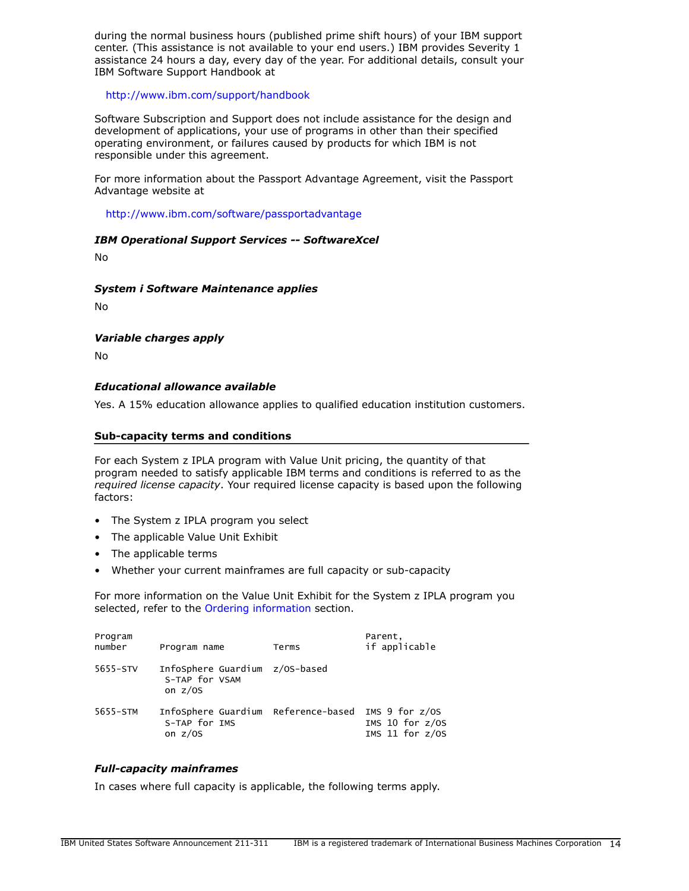during the normal business hours (published prime shift hours) of your IBM support center. (This assistance is not available to your end users.) IBM provides Severity 1 assistance 24 hours a day, every day of the year. For additional details, consult your IBM Software Support Handbook at

http://www.ibm.com/support/handbook

Software Subscription and Support does not include assistance for the design and development of applications, your use of programs in other than their specified operating environment, or failures caused by products for which IBM is not responsible under this agreement.

For more information about the Passport Advantage Agreement, visit the Passport Advantage website at

http://www.ibm.com/software/passportadvantage

***IBM Operational Support Services -- SoftwareXcel***

No

***System i Software Maintenance applies***

No

***Variable charges apply***

No

***Educational allowance available***

Yes. A 15% education allowance applies to qualified education institution customers.

## Sub-capacity terms and conditions

For each System z IPLA program with Value Unit pricing, the quantity of that program needed to satisfy applicable IBM terms and conditions is referred to as the *required license capacity*. Your required license capacity is based upon the following factors:

- The System z IPLA program you select
- The applicable Value Unit Exhibit
- The applicable terms
- Whether your current mainframes are full capacity or sub-capacity

For more information on the Value Unit Exhibit for the System z IPLA program you selected, refer to the Ordering information section.

| Program number | Program name | Terms | Parent, if applicable |
|---|---|---|---|
| 5655-STV | InfoSphere Guardium S-TAP for VSAM on z/OS | z/OS-based | |
| 5655-STM | InfoSphere Guardium S-TAP for IMS on z/OS | Reference-based | IMS 9 for z/OS<br>IMS 10 for z/OS<br>IMS 11 for z/OS |

***Full-capacity mainframes***

In cases where full capacity is applicable, the following terms apply.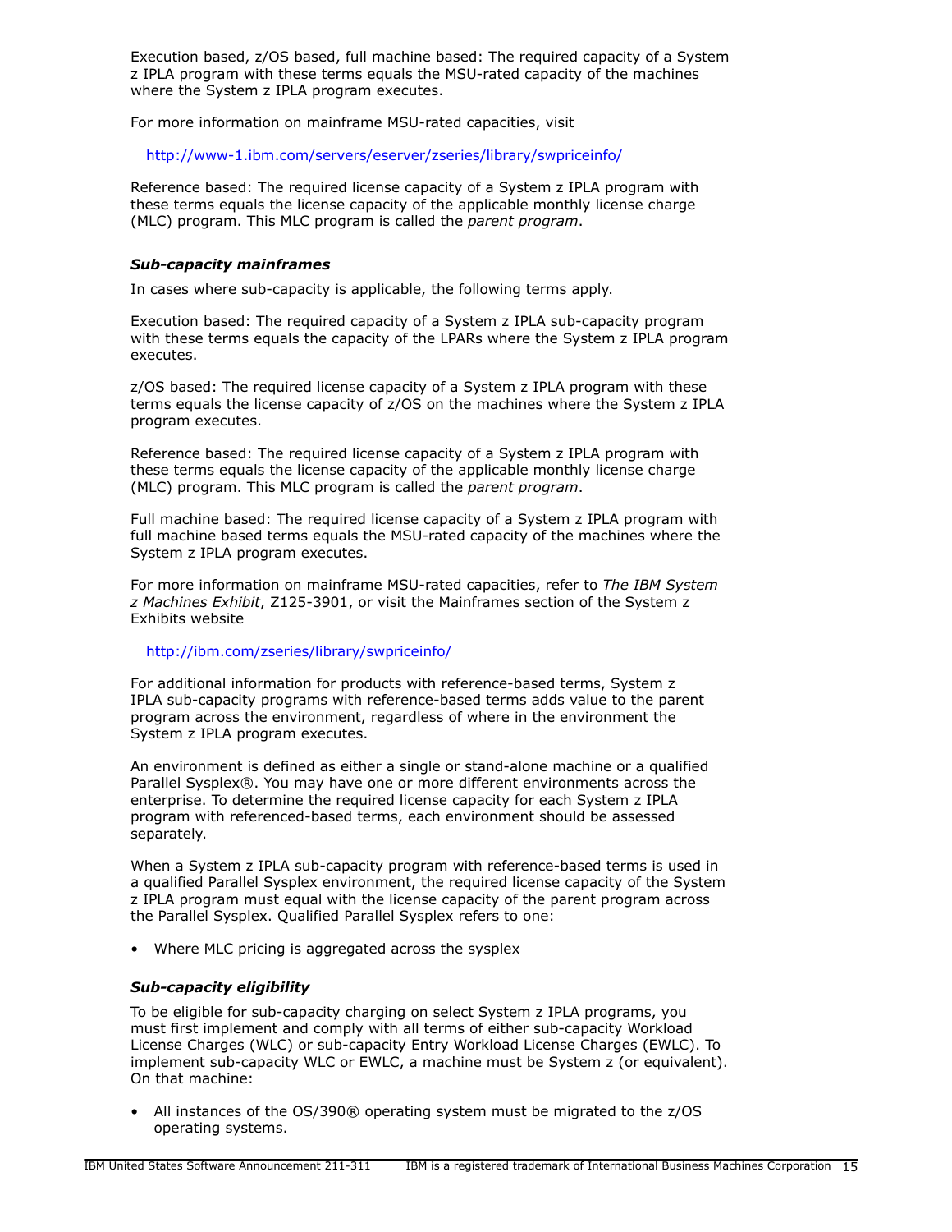Execution based, z/OS based, full machine based: The required capacity of a System z IPLA program with these terms equals the MSU-rated capacity of the machines where the System z IPLA program executes.

For more information on mainframe MSU-rated capacities, visit

http://www-1.ibm.com/servers/eserver/zseries/library/swpriceinfo/

Reference based: The required license capacity of a System z IPLA program with these terms equals the license capacity of the applicable monthly license charge (MLC) program. This MLC program is called the *parent program*.

### *Sub-capacity mainframes*

In cases where sub-capacity is applicable, the following terms apply.

Execution based: The required capacity of a System z IPLA sub-capacity program with these terms equals the capacity of the LPARs where the System z IPLA program executes.

z/OS based: The required license capacity of a System z IPLA program with these terms equals the license capacity of z/OS on the machines where the System z IPLA program executes.

Reference based: The required license capacity of a System z IPLA program with these terms equals the license capacity of the applicable monthly license charge (MLC) program. This MLC program is called the *parent program*.

Full machine based: The required license capacity of a System z IPLA program with full machine based terms equals the MSU-rated capacity of the machines where the System z IPLA program executes.

For more information on mainframe MSU-rated capacities, refer to *The IBM System z Machines Exhibit*, Z125-3901, or visit the Mainframes section of the System z Exhibits website

http://ibm.com/zseries/library/swpriceinfo/

For additional information for products with reference-based terms, System z IPLA sub-capacity programs with reference-based terms adds value to the parent program across the environment, regardless of where in the environment the System z IPLA program executes.

An environment is defined as either a single or stand-alone machine or a qualified Parallel Sysplex®. You may have one or more different environments across the enterprise. To determine the required license capacity for each System z IPLA program with referenced-based terms, each environment should be assessed separately.

When a System z IPLA sub-capacity program with reference-based terms is used in a qualified Parallel Sysplex environment, the required license capacity of the System z IPLA program must equal with the license capacity of the parent program across the Parallel Sysplex. Qualified Parallel Sysplex refers to one:

- Where MLC pricing is aggregated across the sysplex

### *Sub-capacity eligibility*

To be eligible for sub-capacity charging on select System z IPLA programs, you must first implement and comply with all terms of either sub-capacity Workload License Charges (WLC) or sub-capacity Entry Workload License Charges (EWLC). To implement sub-capacity WLC or EWLC, a machine must be System z (or equivalent). On that machine:

- All instances of the OS/390® operating system must be migrated to the z/OS operating systems.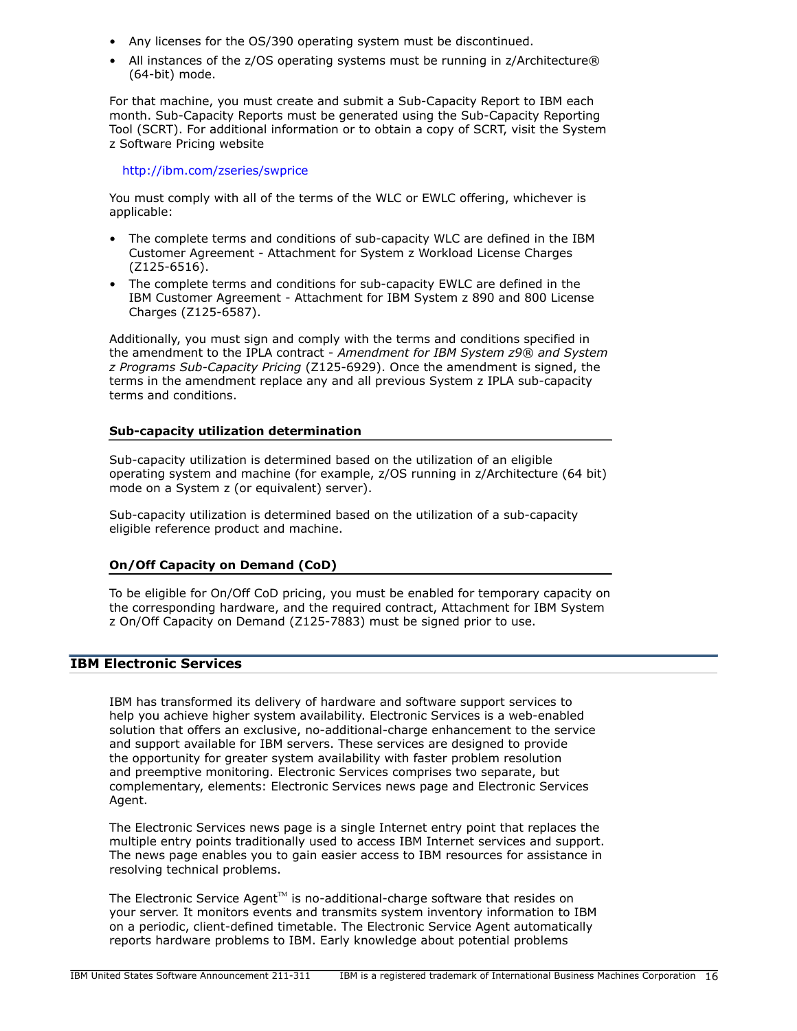- Any licenses for the OS/390 operating system must be discontinued.
- All instances of the z/OS operating systems must be running in z/Architecture® (64-bit) mode.

For that machine, you must create and submit a Sub-Capacity Report to IBM each month. Sub-Capacity Reports must be generated using the Sub-Capacity Reporting Tool (SCRT). For additional information or to obtain a copy of SCRT, visit the System z Software Pricing website

http://ibm.com/zseries/swprice

You must comply with all of the terms of the WLC or EWLC offering, whichever is applicable:

- The complete terms and conditions of sub-capacity WLC are defined in the IBM Customer Agreement - Attachment for System z Workload License Charges (Z125-6516).
- The complete terms and conditions for sub-capacity EWLC are defined in the IBM Customer Agreement - Attachment for IBM System z 890 and 800 License Charges (Z125-6587).

Additionally, you must sign and comply with the terms and conditions specified in the amendment to the IPLA contract - *Amendment for IBM System z9® and System z Programs Sub-Capacity Pricing* (Z125-6929). Once the amendment is signed, the terms in the amendment replace any and all previous System z IPLA sub-capacity terms and conditions.

### Sub-capacity utilization determination

Sub-capacity utilization is determined based on the utilization of an eligible operating system and machine (for example, z/OS running in z/Architecture (64 bit) mode on a System z (or equivalent) server).

Sub-capacity utilization is determined based on the utilization of a sub-capacity eligible reference product and machine.

### On/Off Capacity on Demand (CoD)

To be eligible for On/Off CoD pricing, you must be enabled for temporary capacity on the corresponding hardware, and the required contract, Attachment for IBM System z On/Off Capacity on Demand (Z125-7883) must be signed prior to use.

## IBM Electronic Services

IBM has transformed its delivery of hardware and software support services to help you achieve higher system availability. Electronic Services is a web-enabled solution that offers an exclusive, no-additional-charge enhancement to the service and support available for IBM servers. These services are designed to provide the opportunity for greater system availability with faster problem resolution and preemptive monitoring. Electronic Services comprises two separate, but complementary, elements: Electronic Services news page and Electronic Services Agent.

The Electronic Services news page is a single Internet entry point that replaces the multiple entry points traditionally used to access IBM Internet services and support. The news page enables you to gain easier access to IBM resources for assistance in resolving technical problems.

The Electronic Service Agent™ is no-additional-charge software that resides on your server. It monitors events and transmits system inventory information to IBM on a periodic, client-defined timetable. The Electronic Service Agent automatically reports hardware problems to IBM. Early knowledge about potential problems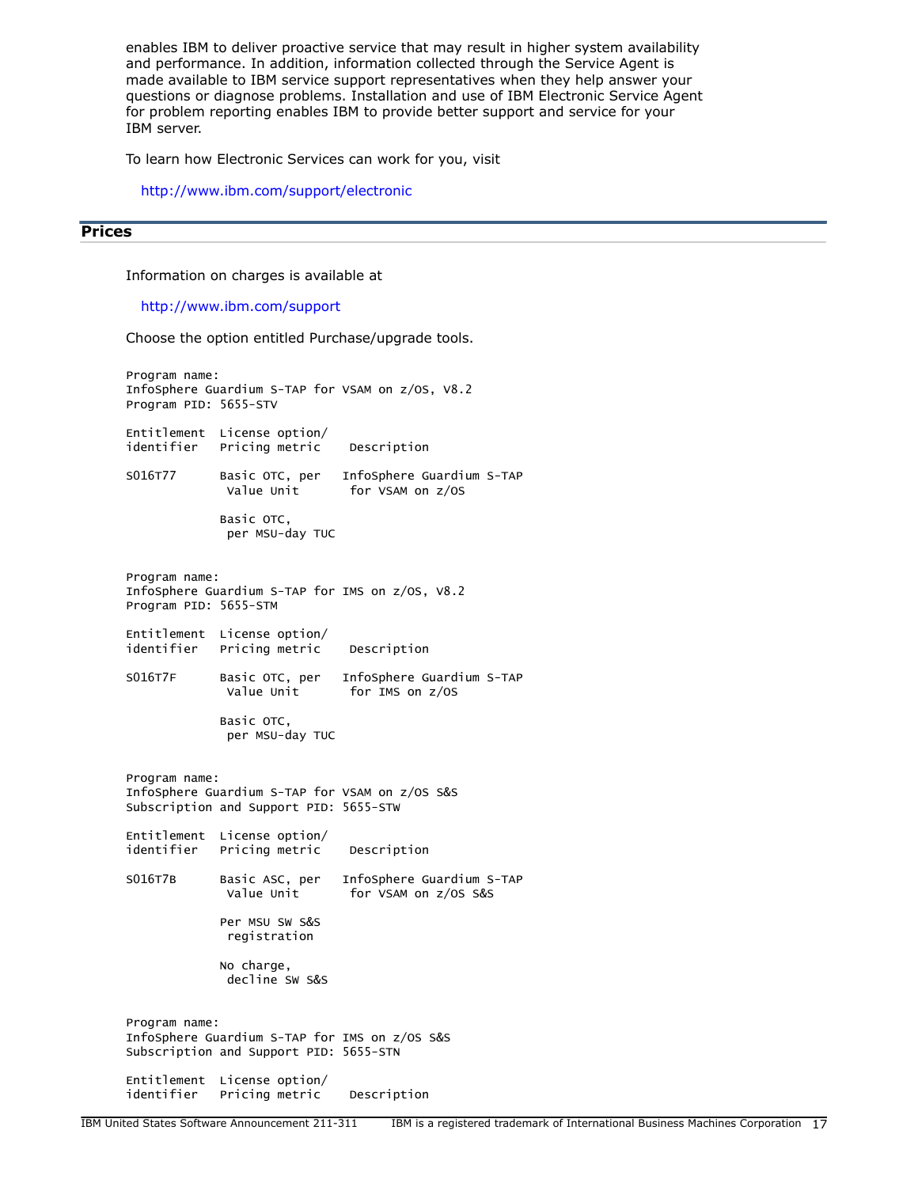enables IBM to deliver proactive service that may result in higher system availability and performance. In addition, information collected through the Service Agent is made available to IBM service support representatives when they help answer your questions or diagnose problems. Installation and use of IBM Electronic Service Agent for problem reporting enables IBM to provide better support and service for your IBM server.

To learn how Electronic Services can work for you, visit

http://www.ibm.com/support/electronic

## Prices

Information on charges is available at

http://www.ibm.com/support

Choose the option entitled Purchase/upgrade tools.

```
Program name:
InfoSphere Guardium S-TAP for VSAM on z/OS, V8.2
Program PID: 5655-STV

Entitlement  License option/
identifier   Pricing metric    Description

S016T77      Basic OTC, per   InfoSphere Guardium S-TAP
              Value Unit       for VSAM on z/OS

             Basic OTC,
              per MSU-day TUC


Program name:
InfoSphere Guardium S-TAP for IMS on z/OS, V8.2
Program PID: 5655-STM

Entitlement  License option/
identifier   Pricing metric    Description

S016T7F      Basic OTC, per   InfoSphere Guardium S-TAP
              Value Unit       for IMS on z/OS

             Basic OTC,
              per MSU-day TUC


Program name:
InfoSphere Guardium S-TAP for VSAM on z/OS S&S
Subscription and Support PID: 5655-STW

Entitlement  License option/
identifier   Pricing metric    Description

S016T7B      Basic ASC, per   InfoSphere Guardium S-TAP
              Value Unit       for VSAM on z/OS S&S

             Per MSU SW S&S
              registration

             No charge,
              decline SW S&S


Program name:
InfoSphere Guardium S-TAP for IMS on z/OS S&S
Subscription and Support PID: 5655-STN

Entitlement  License option/
identifier   Pricing metric    Description
```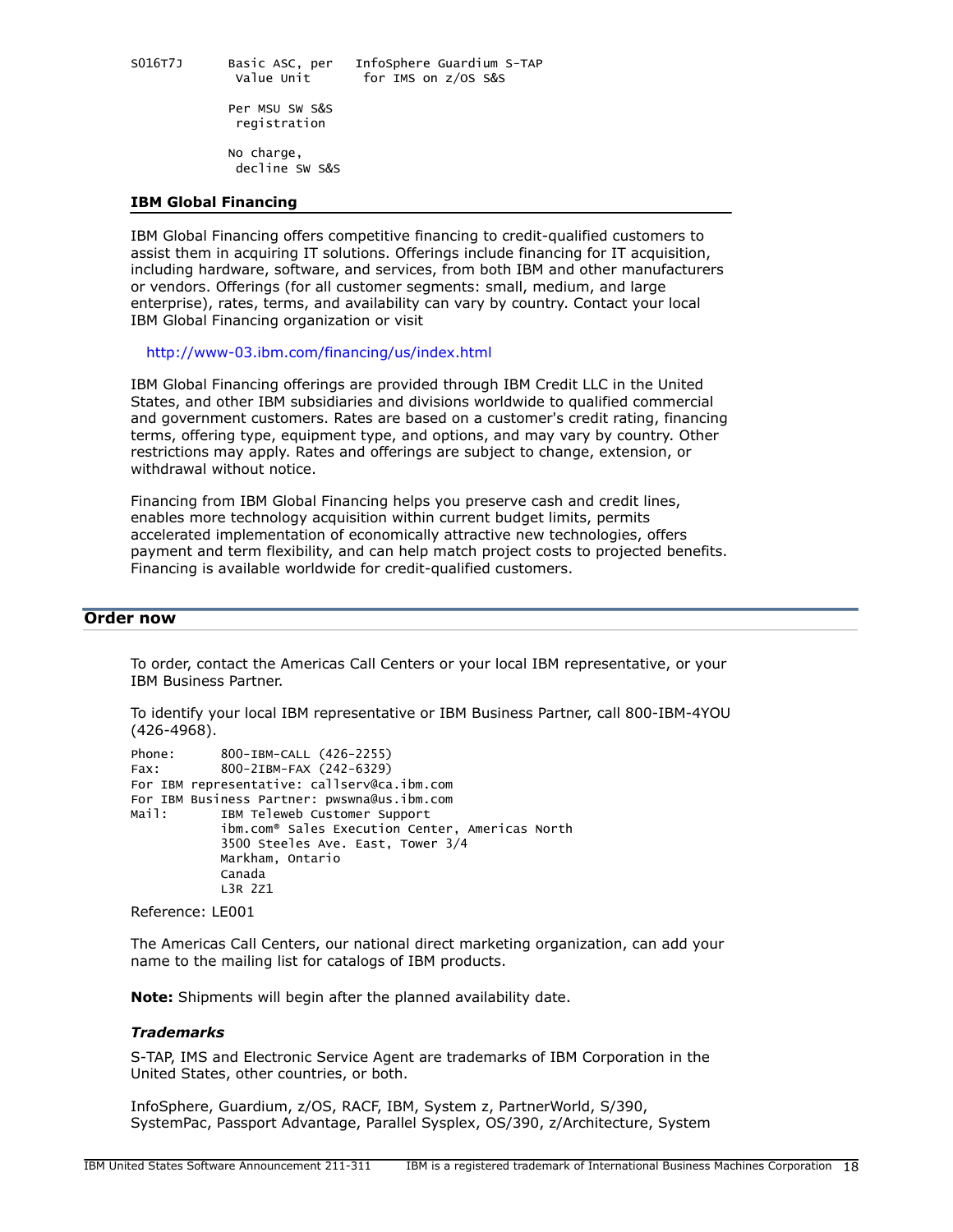```
S016T7J      Basic ASC, per    InfoSphere Guardium S-TAP
              Value Unit        for IMS on z/OS S&S

             Per MSU SW S&S
              registration

             No charge,
              decline SW S&S
```

### IBM Global Financing

IBM Global Financing offers competitive financing to credit-qualified customers to assist them in acquiring IT solutions. Offerings include financing for IT acquisition, including hardware, software, and services, from both IBM and other manufacturers or vendors. Offerings (for all customer segments: small, medium, and large enterprise), rates, terms, and availability can vary by country. Contact your local IBM Global Financing organization or visit

http://www-03.ibm.com/financing/us/index.html

IBM Global Financing offerings are provided through IBM Credit LLC in the United States, and other IBM subsidiaries and divisions worldwide to qualified commercial and government customers. Rates are based on a customer's credit rating, financing terms, offering type, equipment type, and options, and may vary by country. Other restrictions may apply. Rates and offerings are subject to change, extension, or withdrawal without notice.

Financing from IBM Global Financing helps you preserve cash and credit lines, enables more technology acquisition within current budget limits, permits accelerated implementation of economically attractive new technologies, offers payment and term flexibility, and can help match project costs to projected benefits. Financing is available worldwide for credit-qualified customers.

## Order now

To order, contact the Americas Call Centers or your local IBM representative, or your IBM Business Partner.

To identify your local IBM representative or IBM Business Partner, call 800-IBM-4YOU (426-4968).

```
Phone:       800-IBM-CALL (426-2255)
Fax:         800-2IBM-FAX (242-6329)
For IBM representative: callserv@ca.ibm.com
For IBM Business Partner: pwswna@us.ibm.com
Mail:        IBM Teleweb Customer Support
             ibm.com® Sales Execution Center, Americas North
             3500 Steeles Ave. East, Tower 3/4
             Markham, Ontario
             Canada
             L3R 2Z1
```

Reference: LE001

The Americas Call Centers, our national direct marketing organization, can add your name to the mailing list for catalogs of IBM products.

**Note:** Shipments will begin after the planned availability date.

### *Trademarks*

S-TAP, IMS and Electronic Service Agent are trademarks of IBM Corporation in the United States, other countries, or both.

InfoSphere, Guardium, z/OS, RACF, IBM, System z, PartnerWorld, S/390, SystemPac, Passport Advantage, Parallel Sysplex, OS/390, z/Architecture, System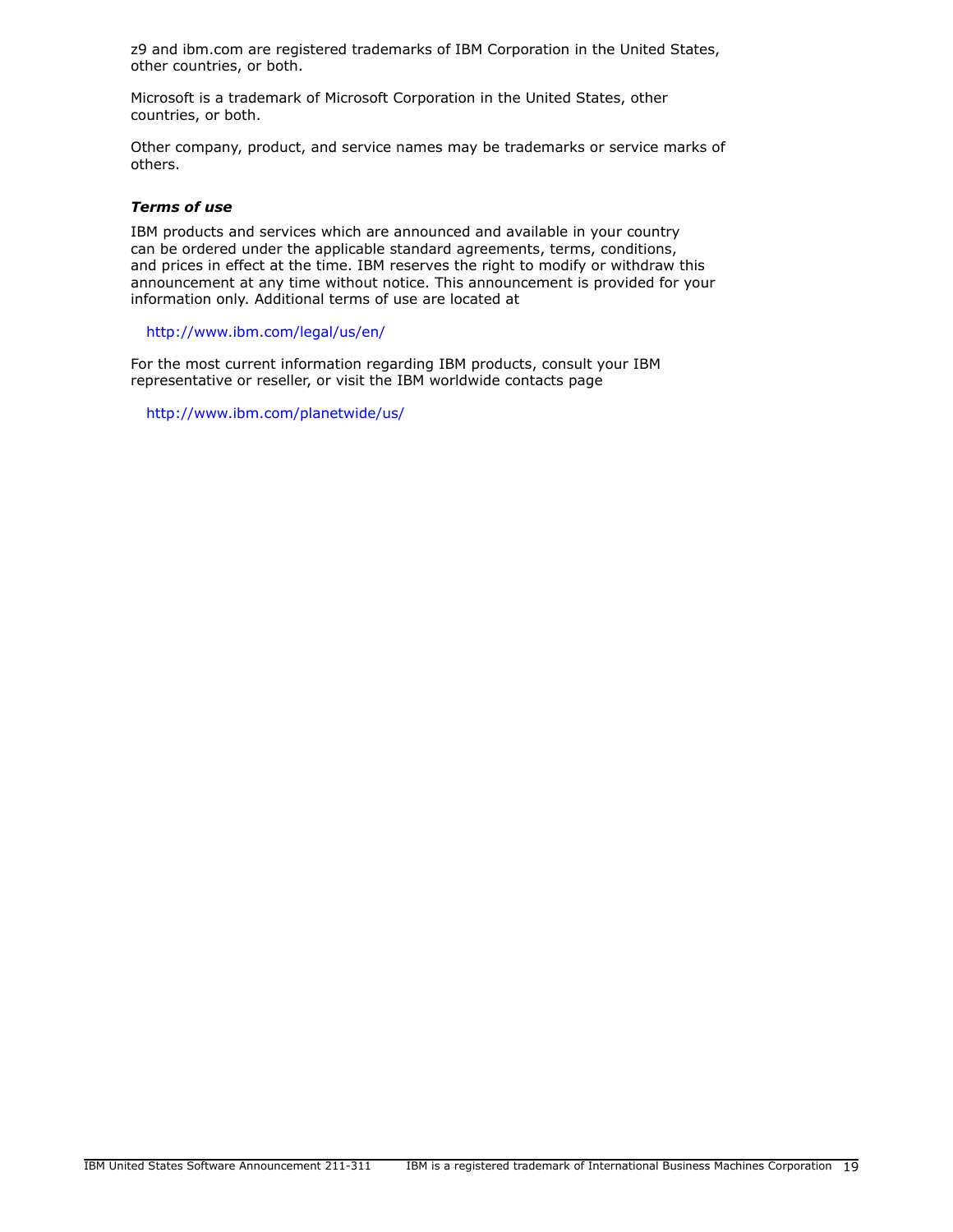z9 and ibm.com are registered trademarks of IBM Corporation in the United States, other countries, or both.

Microsoft is a trademark of Microsoft Corporation in the United States, other countries, or both.

Other company, product, and service names may be trademarks or service marks of others.

***Terms of use***

IBM products and services which are announced and available in your country can be ordered under the applicable standard agreements, terms, conditions, and prices in effect at the time. IBM reserves the right to modify or withdraw this announcement at any time without notice. This announcement is provided for your information only. Additional terms of use are located at

http://www.ibm.com/legal/us/en/

For the most current information regarding IBM products, consult your IBM representative or reseller, or visit the IBM worldwide contacts page

http://www.ibm.com/planetwide/us/